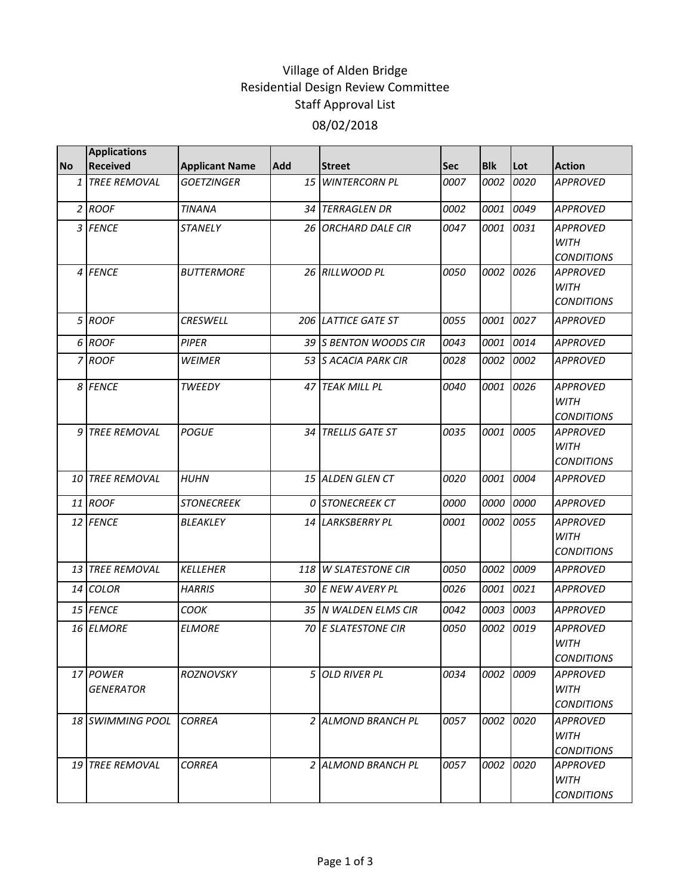# Village of Alden Bridge
## Residential Design Review Committee
## Staff Approval List
## 08/02/2018

| No | Applications Received | Applicant Name | Add | Street | Sec | Blk | Lot | Action |
|---|---|---|---|---|---|---|---|---|
| 1 | *TREE REMOVAL* | *GOETZINGER* | *15* | *WINTERCORN PL* | *0007* | *0002* | *0020* | *APPROVED* |
| 2 | *ROOF* | *TINANA* | *34* | *TERRAGLEN DR* | *0002* | *0001* | *0049* | *APPROVED* |
| 3 | *FENCE* | *STANELY* | *26* | *ORCHARD DALE CIR* | *0047* | *0001* | *0031* | *APPROVED WITH CONDITIONS* |
| 4 | *FENCE* | *BUTTERMORE* | *26* | *RILLWOOD PL* | *0050* | *0002* | *0026* | *APPROVED WITH CONDITIONS* |
| 5 | *ROOF* | *CRESWELL* | *206* | *LATTICE GATE ST* | *0055* | *0001* | *0027* | *APPROVED* |
| 6 | *ROOF* | *PIPER* | *39* | *S BENTON WOODS CIR* | *0043* | *0001* | *0014* | *APPROVED* |
| 7 | *ROOF* | *WEIMER* | *53* | *S ACACIA PARK CIR* | *0028* | *0002* | *0002* | *APPROVED* |
| 8 | *FENCE* | *TWEEDY* | *47* | *TEAK MILL PL* | *0040* | *0001* | *0026* | *APPROVED WITH CONDITIONS* |
| 9 | *TREE REMOVAL* | *POGUE* | *34* | *TRELLIS GATE ST* | *0035* | *0001* | *0005* | *APPROVED WITH CONDITIONS* |
| 10 | *TREE REMOVAL* | *HUHN* | *15* | *ALDEN GLEN CT* | *0020* | *0001* | *0004* | *APPROVED* |
| 11 | *ROOF* | *STONECREEK* | *0* | *STONECREEK CT* | *0000* | *0000* | *0000* | *APPROVED* |
| 12 | *FENCE* | *BLEAKLEY* | *14* | *LARKSBERRY PL* | *0001* | *0002* | *0055* | *APPROVED WITH CONDITIONS* |
| 13 | *TREE REMOVAL* | *KELLEHER* | *118* | *W SLATESTONE CIR* | *0050* | *0002* | *0009* | *APPROVED* |
| 14 | *COLOR* | *HARRIS* | *30* | *E NEW AVERY PL* | *0026* | *0001* | *0021* | *APPROVED* |
| 15 | *FENCE* | *COOK* | *35* | *N WALDEN ELMS CIR* | *0042* | *0003* | *0003* | *APPROVED* |
| 16 | *ELMORE* | *ELMORE* | *70* | *E SLATESTONE CIR* | *0050* | *0002* | *0019* | *APPROVED WITH CONDITIONS* |
| 17 | *POWER GENERATOR* | *ROZNOVSKY* | *5* | *OLD RIVER PL* | *0034* | *0002* | *0009* | *APPROVED WITH CONDITIONS* |
| 18 | *SWIMMING POOL* | *CORREA* | *2* | *ALMOND BRANCH PL* | *0057* | *0002* | *0020* | *APPROVED WITH CONDITIONS* |
| 19 | *TREE REMOVAL* | *CORREA* | *2* | *ALMOND BRANCH PL* | *0057* | *0002* | *0020* | *APPROVED WITH CONDITIONS* |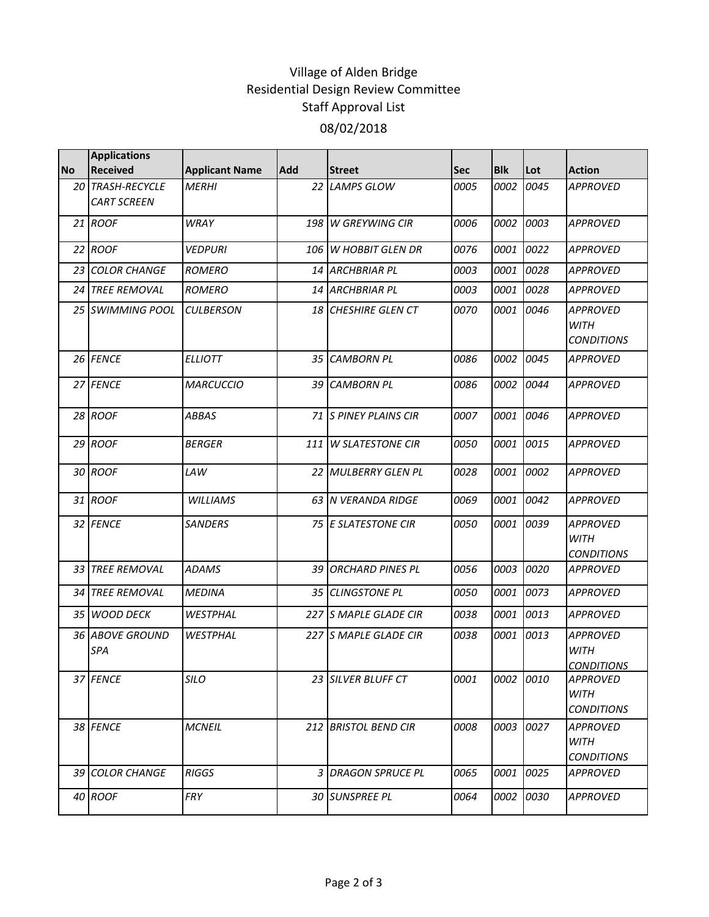Village of Alden Bridge
Residential Design Review Committee
Staff Approval List

08/02/2018

| No | Applications Received | Applicant Name | Add | Street | Sec | Blk | Lot | Action |
|---|---|---|---|---|---|---|---|---|
| 20 | TRASH-RECYCLE CART SCREEN | MERHI | 22 | LAMPS GLOW | 0005 | 0002 | 0045 | APPROVED |
| 21 | ROOF | WRAY | 198 | W GREYWING CIR | 0006 | 0002 | 0003 | APPROVED |
| 22 | ROOF | VEDPURI | 106 | W HOBBIT GLEN DR | 0076 | 0001 | 0022 | APPROVED |
| 23 | COLOR CHANGE | ROMERO | 14 | ARCHBRIAR PL | 0003 | 0001 | 0028 | APPROVED |
| 24 | TREE REMOVAL | ROMERO | 14 | ARCHBRIAR PL | 0003 | 0001 | 0028 | APPROVED |
| 25 | SWIMMING POOL | CULBERSON | 18 | CHESHIRE GLEN CT | 0070 | 0001 | 0046 | APPROVED WITH CONDITIONS |
| 26 | FENCE | ELLIOTT | 35 | CAMBORN PL | 0086 | 0002 | 0045 | APPROVED |
| 27 | FENCE | MARCUCCIO | 39 | CAMBORN PL | 0086 | 0002 | 0044 | APPROVED |
| 28 | ROOF | ABBAS | 71 | S PINEY PLAINS CIR | 0007 | 0001 | 0046 | APPROVED |
| 29 | ROOF | BERGER | 111 | W SLATESTONE CIR | 0050 | 0001 | 0015 | APPROVED |
| 30 | ROOF | LAW | 22 | MULBERRY GLEN PL | 0028 | 0001 | 0002 | APPROVED |
| 31 | ROOF | WILLIAMS | 63 | N VERANDA RIDGE | 0069 | 0001 | 0042 | APPROVED |
| 32 | FENCE | SANDERS | 75 | E SLATESTONE CIR | 0050 | 0001 | 0039 | APPROVED WITH CONDITIONS |
| 33 | TREE REMOVAL | ADAMS | 39 | ORCHARD PINES PL | 0056 | 0003 | 0020 | APPROVED |
| 34 | TREE REMOVAL | MEDINA | 35 | CLINGSTONE PL | 0050 | 0001 | 0073 | APPROVED |
| 35 | WOOD DECK | WESTPHAL | 227 | S MAPLE GLADE CIR | 0038 | 0001 | 0013 | APPROVED |
| 36 | ABOVE GROUND SPA | WESTPHAL | 227 | S MAPLE GLADE CIR | 0038 | 0001 | 0013 | APPROVED WITH CONDITIONS |
| 37 | FENCE | SILO | 23 | SILVER BLUFF CT | 0001 | 0002 | 0010 | APPROVED WITH CONDITIONS |
| 38 | FENCE | MCNEIL | 212 | BRISTOL BEND CIR | 0008 | 0003 | 0027 | APPROVED WITH CONDITIONS |
| 39 | COLOR CHANGE | RIGGS | 3 | DRAGON SPRUCE PL | 0065 | 0001 | 0025 | APPROVED |
| 40 | ROOF | FRY | 30 | SUNSPREE PL | 0064 | 0002 | 0030 | APPROVED |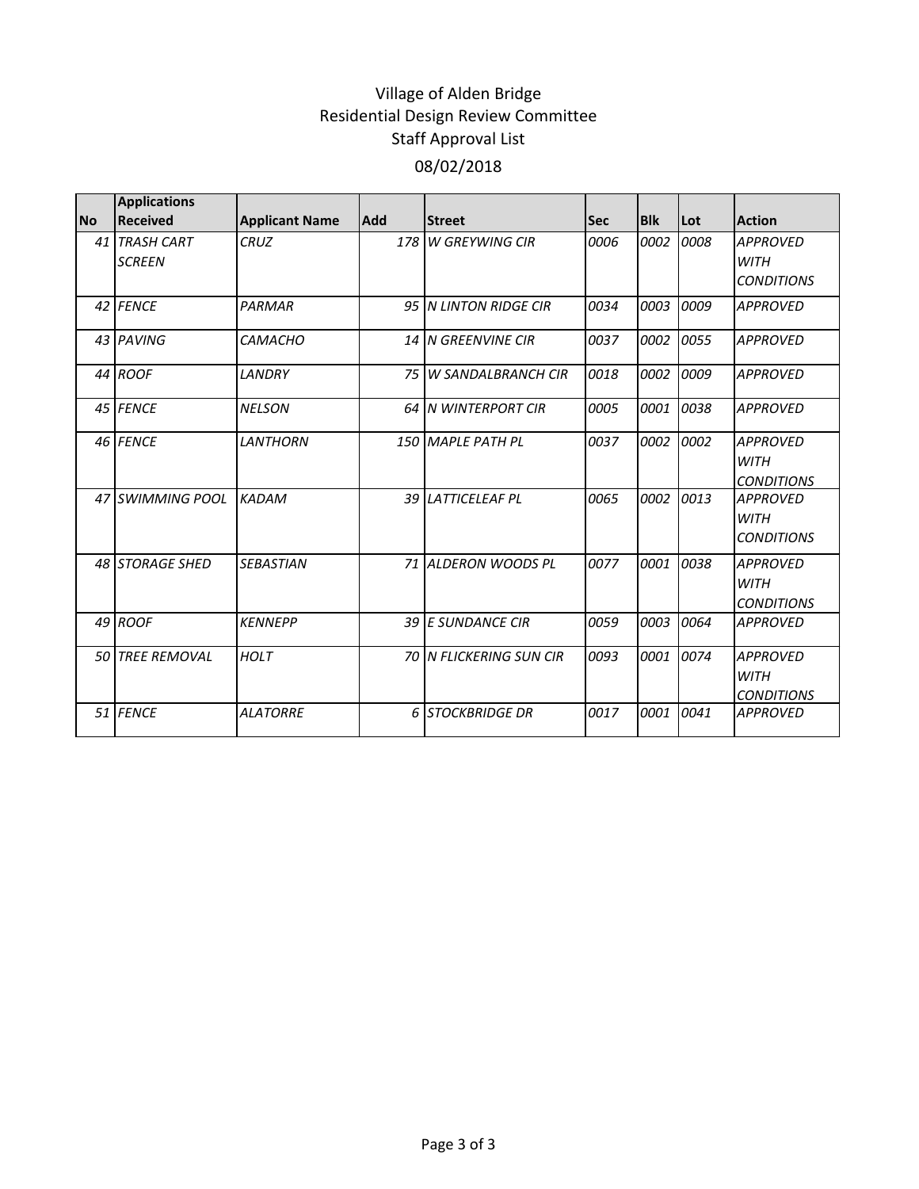# Village of Alden Bridge
## Residential Design Review Committee
## Staff Approval List
## 08/02/2018

| No | Applications Received | Applicant Name | Add | Street | Sec | Blk | Lot | Action |
|---|---|---|---|---|---|---|---|---|
| *41* | *TRASH CART SCREEN* | *CRUZ* | *178* | *W GREYWING CIR* | *0006* | *0002* | *0008* | *APPROVED WITH CONDITIONS* |
| *42* | *FENCE* | *PARMAR* | *95* | *N LINTON RIDGE CIR* | *0034* | *0003* | *0009* | *APPROVED* |
| *43* | *PAVING* | *CAMACHO* | *14* | *N GREENVINE CIR* | *0037* | *0002* | *0055* | *APPROVED* |
| *44* | *ROOF* | *LANDRY* | *75* | *W SANDALBRANCH CIR* | *0018* | *0002* | *0009* | *APPROVED* |
| *45* | *FENCE* | *NELSON* | *64* | *N WINTERPORT CIR* | *0005* | *0001* | *0038* | *APPROVED* |
| *46* | *FENCE* | *LANTHORN* | *150* | *MAPLE PATH PL* | *0037* | *0002* | *0002* | *APPROVED WITH CONDITIONS* |
| *47* | *SWIMMING POOL* | *KADAM* | *39* | *LATTICELEAF PL* | *0065* | *0002* | *0013* | *APPROVED WITH CONDITIONS* |
| *48* | *STORAGE SHED* | *SEBASTIAN* | *71* | *ALDERON WOODS PL* | *0077* | *0001* | *0038* | *APPROVED WITH CONDITIONS* |
| *49* | *ROOF* | *KENNEPP* | *39* | *E SUNDANCE CIR* | *0059* | *0003* | *0064* | *APPROVED* |
| *50* | *TREE REMOVAL* | *HOLT* | *70* | *N FLICKERING SUN CIR* | *0093* | *0001* | *0074* | *APPROVED WITH CONDITIONS* |
| *51* | *FENCE* | *ALATORRE* | *6* | *STOCKBRIDGE DR* | *0017* | *0001* | *0041* | *APPROVED* |